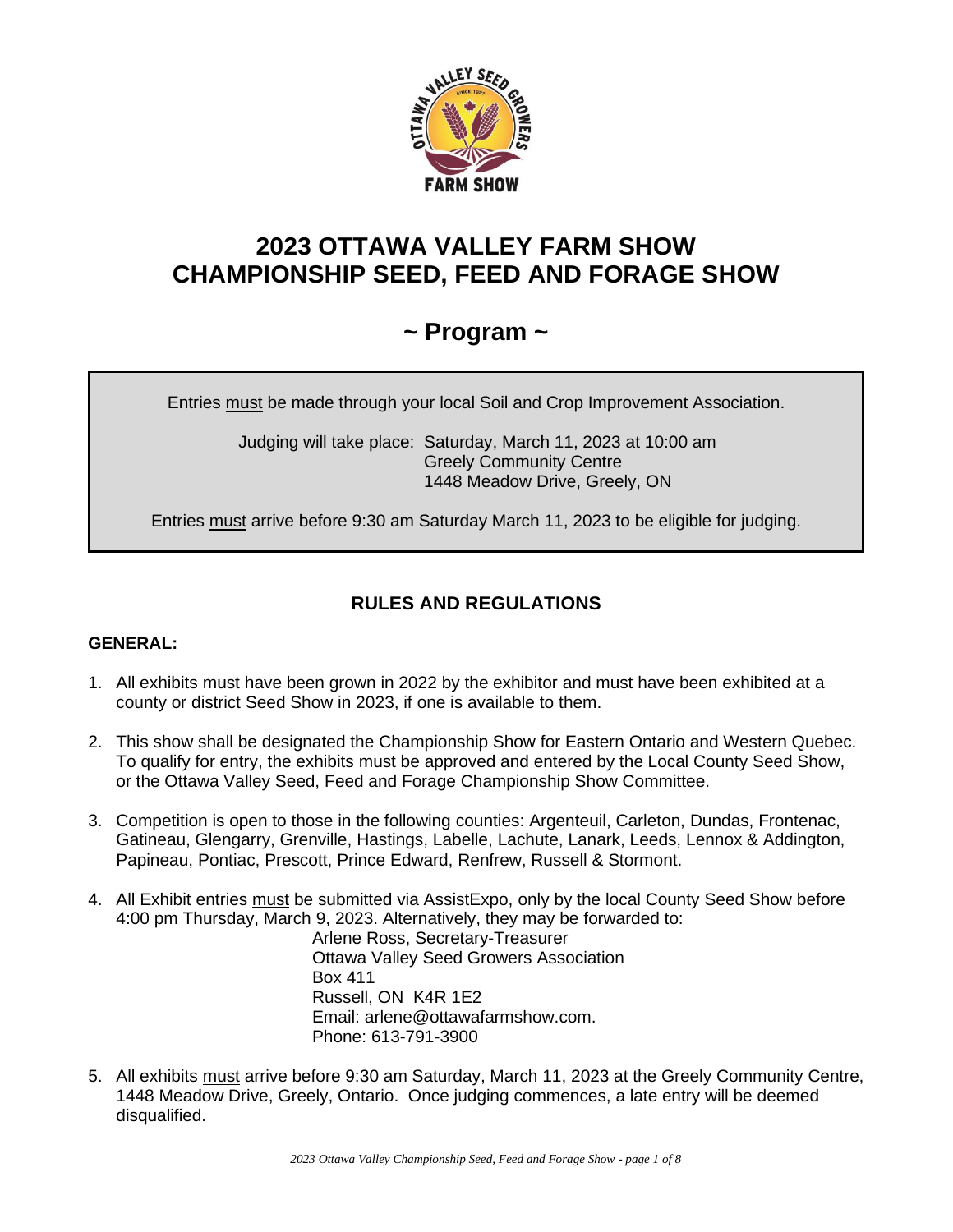# 2023 OTTAWA VALLEY FARM SHOW
# CHAMPIONSHIP SEED, FEED AND FORAGE SHOW

## ~ Program ~

Entries must be made through your local Soil and Crop Improvement Association.

Judging will take place: Saturday, March 11, 2023 at 10:00 am
Greely Community Centre
1448 Meadow Drive, Greely, ON

Entries must arrive before 9:30 am Saturday March 11, 2023 to be eligible for judging.

### RULES AND REGULATIONS

**GENERAL:**

1. All exhibits must have been grown in 2022 by the exhibitor and must have been exhibited at a county or district Seed Show in 2023, if one is available to them.

2. This show shall be designated the Championship Show for Eastern Ontario and Western Quebec. To qualify for entry, the exhibits must be approved and entered by the Local County Seed Show, or the Ottawa Valley Seed, Feed and Forage Championship Show Committee.

3. Competition is open to those in the following counties: Argenteuil, Carleton, Dundas, Frontenac, Gatineau, Glengarry, Grenville, Hastings, Labelle, Lachute, Lanark, Leeds, Lennox & Addington, Papineau, Pontiac, Prescott, Prince Edward, Renfrew, Russell & Stormont.

4. All Exhibit entries must be submitted via AssistExpo, only by the local County Seed Show before 4:00 pm Thursday, March 9, 2023. Alternatively, they may be forwarded to:
   Arlene Ross, Secretary-Treasurer
   Ottawa Valley Seed Growers Association
   Box 411
   Russell, ON K4R 1E2
   Email: arlene@ottawafarmshow.com.
   Phone: 613-791-3900

5. All exhibits must arrive before 9:30 am Saturday, March 11, 2023 at the Greely Community Centre, 1448 Meadow Drive, Greely, Ontario. Once judging commences, a late entry will be deemed disqualified.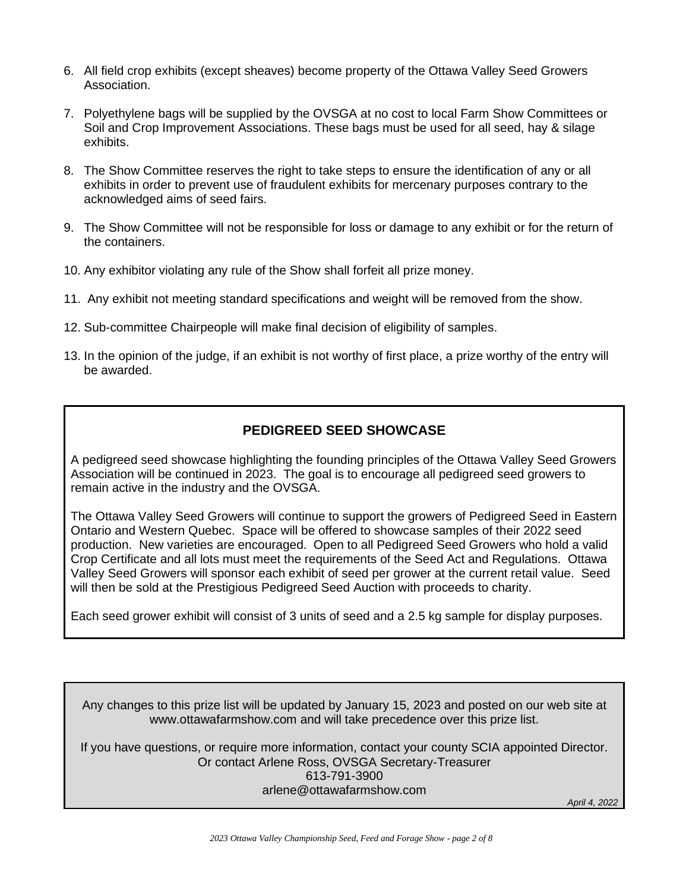6. All field crop exhibits (except sheaves) become property of the Ottawa Valley Seed Growers Association.

7. Polyethylene bags will be supplied by the OVSGA at no cost to local Farm Show Committees or Soil and Crop Improvement Associations. These bags must be used for all seed, hay & silage exhibits.

8. The Show Committee reserves the right to take steps to ensure the identification of any or all exhibits in order to prevent use of fraudulent exhibits for mercenary purposes contrary to the acknowledged aims of seed fairs.

9. The Show Committee will not be responsible for loss or damage to any exhibit or for the return of the containers.

10. Any exhibitor violating any rule of the Show shall forfeit all prize money.

11. Any exhibit not meeting standard specifications and weight will be removed from the show.

12. Sub-committee Chairpeople will make final decision of eligibility of samples.

13. In the opinion of the judge, if an exhibit is not worthy of first place, a prize worthy of the entry will be awarded.

## PEDIGREED SEED SHOWCASE

A pedigreed seed showcase highlighting the founding principles of the Ottawa Valley Seed Growers Association will be continued in 2023. The goal is to encourage all pedigreed seed growers to remain active in the industry and the OVSGA.

The Ottawa Valley Seed Growers will continue to support the growers of Pedigreed Seed in Eastern Ontario and Western Quebec. Space will be offered to showcase samples of their 2022 seed production. New varieties are encouraged. Open to all Pedigreed Seed Growers who hold a valid Crop Certificate and all lots must meet the requirements of the Seed Act and Regulations. Ottawa Valley Seed Growers will sponsor each exhibit of seed per grower at the current retail value. Seed will then be sold at the Prestigious Pedigreed Seed Auction with proceeds to charity.

Each seed grower exhibit will consist of 3 units of seed and a 2.5 kg sample for display purposes.

Any changes to this prize list will be updated by January 15, 2023 and posted on our web site at www.ottawafarmshow.com and will take precedence over this prize list.

If you have questions, or require more information, contact your county SCIA appointed Director.
Or contact Arlene Ross, OVSGA Secretary-Treasurer
613-791-3900
arlene@ottawafarmshow.com

*April 4, 2022*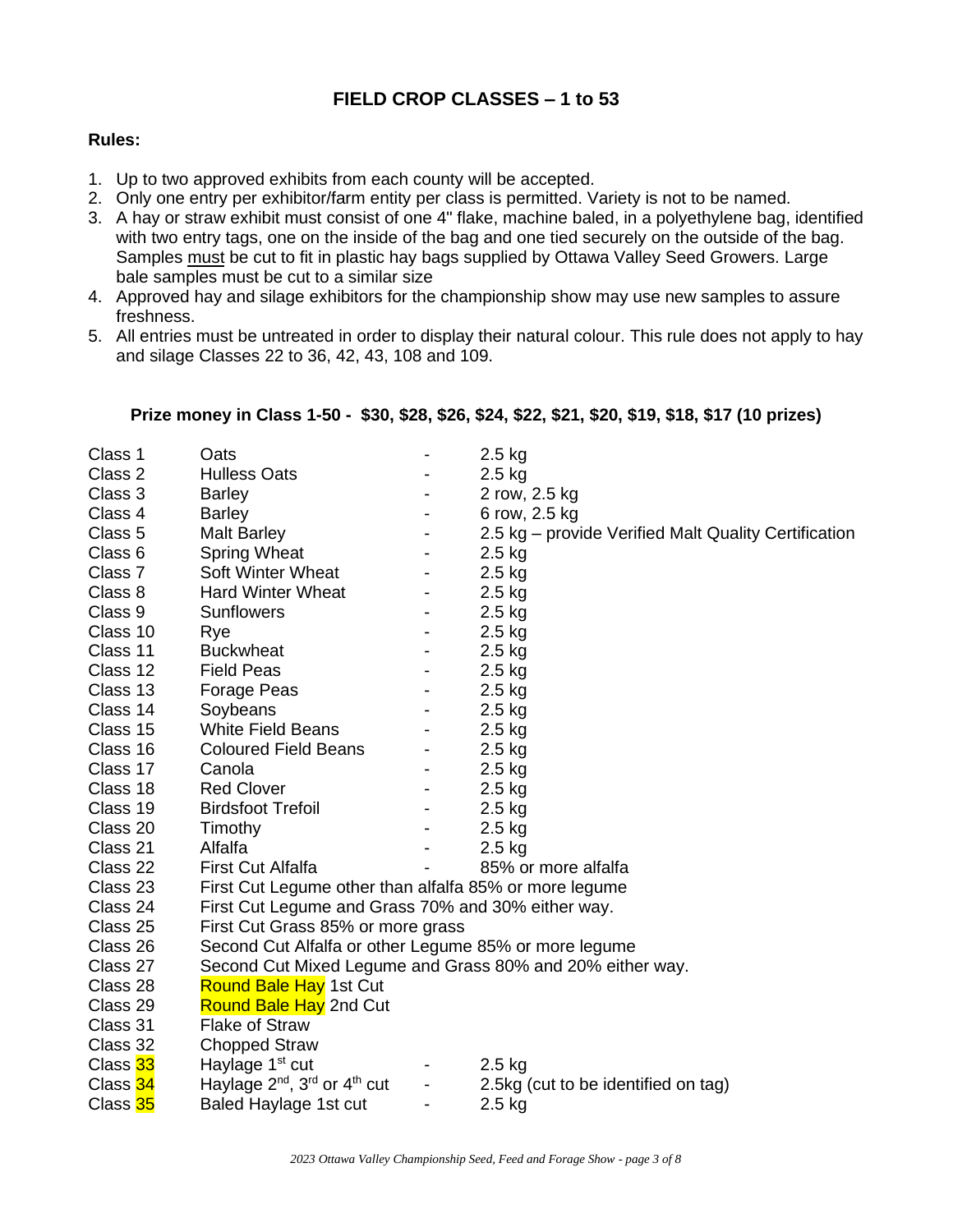## FIELD CROP CLASSES – 1 to 53

**Rules:**

1. Up to two approved exhibits from each county will be accepted.
2. Only one entry per exhibitor/farm entity per class is permitted. Variety is not to be named.
3. A hay or straw exhibit must consist of one 4" flake, machine baled, in a polyethylene bag, identified with two entry tags, one on the inside of the bag and one tied securely on the outside of the bag. Samples must be cut to fit in plastic hay bags supplied by Ottawa Valley Seed Growers. Large bale samples must be cut to a similar size
4. Approved hay and silage exhibitors for the championship show may use new samples to assure freshness.
5. All entries must be untreated in order to display their natural colour. This rule does not apply to hay and silage Classes 22 to 36, 42, 43, 108 and 109.

**Prize money in Class 1-50 - $30, $28, $26, $24, $22, $21, $20, $19, $18, $17 (10 prizes)**

| | | | |
|---|---|---|---|
| Class 1 | Oats | - | 2.5 kg |
| Class 2 | Hulless Oats | - | 2.5 kg |
| Class 3 | Barley | - | 2 row, 2.5 kg |
| Class 4 | Barley | - | 6 row, 2.5 kg |
| Class 5 | Malt Barley | - | 2.5 kg – provide Verified Malt Quality Certification |
| Class 6 | Spring Wheat | - | 2.5 kg |
| Class 7 | Soft Winter Wheat | - | 2.5 kg |
| Class 8 | Hard Winter Wheat | - | 2.5 kg |
| Class 9 | Sunflowers | - | 2.5 kg |
| Class 10 | Rye | - | 2.5 kg |
| Class 11 | Buckwheat | - | 2.5 kg |
| Class 12 | Field Peas | - | 2.5 kg |
| Class 13 | Forage Peas | - | 2.5 kg |
| Class 14 | Soybeans | - | 2.5 kg |
| Class 15 | White Field Beans | - | 2.5 kg |
| Class 16 | Coloured Field Beans | - | 2.5 kg |
| Class 17 | Canola | - | 2.5 kg |
| Class 18 | Red Clover | - | 2.5 kg |
| Class 19 | Birdsfoot Trefoil | - | 2.5 kg |
| Class 20 | Timothy | - | 2.5 kg |
| Class 21 | Alfalfa | - | 2.5 kg |
| Class 22 | First Cut Alfalfa | - | 85% or more alfalfa |
| Class 23 | First Cut Legume other than alfalfa 85% or more legume | | |
| Class 24 | First Cut Legume and Grass 70% and 30% either way. | | |
| Class 25 | First Cut Grass 85% or more grass | | |
| Class 26 | Second Cut Alfalfa or other Legume 85% or more legume | | |
| Class 27 | Second Cut Mixed Legume and Grass 80% and 20% either way. | | |
| Class 28 | Round Bale Hay 1st Cut | | |
| Class 29 | Round Bale Hay 2nd Cut | | |
| Class 31 | Flake of Straw | | |
| Class 32 | Chopped Straw | | |
| Class 33 | Haylage 1st cut | - | 2.5 kg |
| Class 34 | Haylage 2nd, 3rd or 4th cut | - | 2.5kg (cut to be identified on tag) |
| Class 35 | Baled Haylage 1st cut | - | 2.5 kg |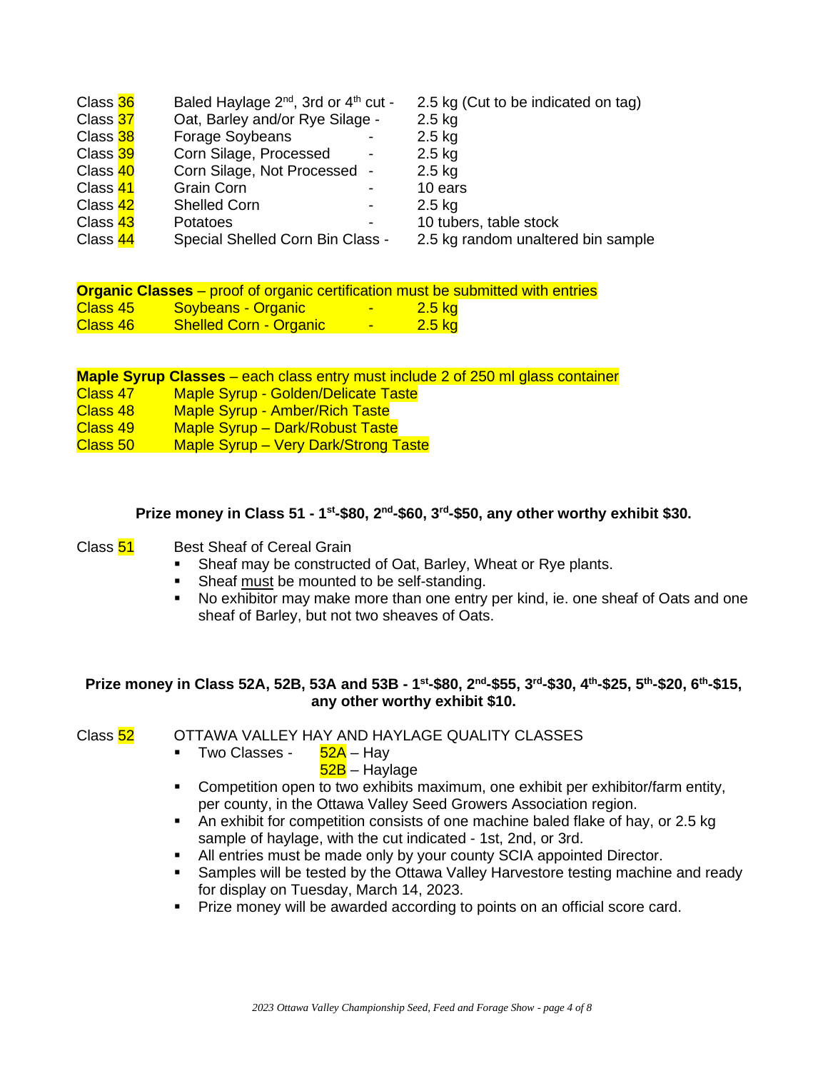| | | |
|---|---|---|
| Class 36 | Baled Haylage 2nd, 3rd or 4th cut - | 2.5 kg (Cut to be indicated on tag) |
| Class 37 | Oat, Barley and/or Rye Silage - | 2.5 kg |
| Class 38 | Forage Soybeans - | 2.5 kg |
| Class 39 | Corn Silage, Processed - | 2.5 kg |
| Class 40 | Corn Silage, Not Processed - | 2.5 kg |
| Class 41 | Grain Corn - | 10 ears |
| Class 42 | Shelled Corn - | 2.5 kg |
| Class 43 | Potatoes - | 10 tubers, table stock |
| Class 44 | Special Shelled Corn Bin Class - | 2.5 kg random unaltered bin sample |

**Organic Classes** – proof of organic certification must be submitted with entries

| | | |
|---|---|---|
| Class 45 | Soybeans - Organic - | 2.5 kg |
| Class 46 | Shelled Corn - Organic - | 2.5 kg |

**Maple Syrup Classes** – each class entry must include 2 of 250 ml glass container

| | |
|---|---|
| Class 47 | Maple Syrup - Golden/Delicate Taste |
| Class 48 | Maple Syrup - Amber/Rich Taste |
| Class 49 | Maple Syrup – Dark/Robust Taste |
| Class 50 | Maple Syrup – Very Dark/Strong Taste |

**Prize money in Class 51 - 1st-\$80, 2nd-\$60, 3rd-\$50, any other worthy exhibit \$30.**

Class 51 Best Sheaf of Cereal Grain

- Sheaf may be constructed of Oat, Barley, Wheat or Rye plants.
- Sheaf must be mounted to be self-standing.
- No exhibitor may make more than one entry per kind, ie. one sheaf of Oats and one sheaf of Barley, but not two sheaves of Oats.

**Prize money in Class 52A, 52B, 53A and 53B - 1st-\$80, 2nd-\$55, 3rd-\$30, 4th-\$25, 5th-\$20, 6th-\$15, any other worthy exhibit \$10.**

Class 52 OTTAWA VALLEY HAY AND HAYLAGE QUALITY CLASSES

- Two Classes - 52A – Hay
  52B – Haylage
- Competition open to two exhibits maximum, one exhibit per exhibitor/farm entity, per county, in the Ottawa Valley Seed Growers Association region.
- An exhibit for competition consists of one machine baled flake of hay, or 2.5 kg sample of haylage, with the cut indicated - 1st, 2nd, or 3rd.
- All entries must be made only by your county SCIA appointed Director.
- Samples will be tested by the Ottawa Valley Harvestore testing machine and ready for display on Tuesday, March 14, 2023.
- Prize money will be awarded according to points on an official score card.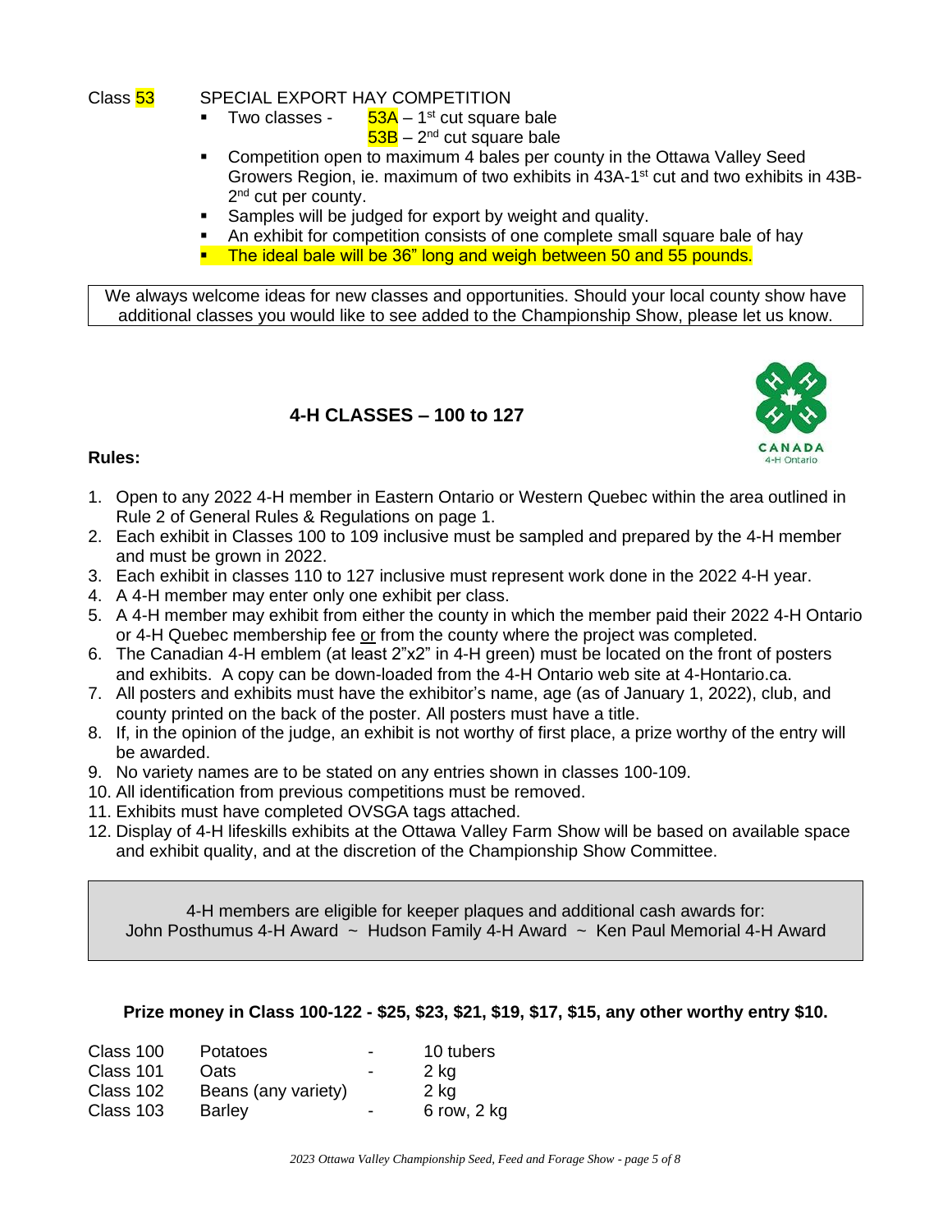Class 53 SPECIAL EXPORT HAY COMPETITION

- Two classes - 53A – 1st cut square bale
  53B – 2nd cut square bale
- Competition open to maximum 4 bales per county in the Ottawa Valley Seed Growers Region, ie. maximum of two exhibits in 43A-1st cut and two exhibits in 43B-2nd cut per county.
- Samples will be judged for export by weight and quality.
- An exhibit for competition consists of one complete small square bale of hay
- The ideal bale will be 36" long and weigh between 50 and 55 pounds.

We always welcome ideas for new classes and opportunities. Should your local county show have additional classes you would like to see added to the Championship Show, please let us know.

## 4-H CLASSES – 100 to 127

CANADA
4-H Ontario

**Rules:**

1. Open to any 2022 4-H member in Eastern Ontario or Western Quebec within the area outlined in Rule 2 of General Rules & Regulations on page 1.
2. Each exhibit in Classes 100 to 109 inclusive must be sampled and prepared by the 4-H member and must be grown in 2022.
3. Each exhibit in classes 110 to 127 inclusive must represent work done in the 2022 4-H year.
4. A 4-H member may enter only one exhibit per class.
5. A 4-H member may exhibit from either the county in which the member paid their 2022 4-H Ontario or 4-H Quebec membership fee or from the county where the project was completed.
6. The Canadian 4-H emblem (at least 2"x2" in 4-H green) must be located on the front of posters and exhibits. A copy can be down-loaded from the 4-H Ontario web site at 4-Hontario.ca.
7. All posters and exhibits must have the exhibitor's name, age (as of January 1, 2022), club, and county printed on the back of the poster. All posters must have a title.
8. If, in the opinion of the judge, an exhibit is not worthy of first place, a prize worthy of the entry will be awarded.
9. No variety names are to be stated on any entries shown in classes 100-109.
10. All identification from previous competitions must be removed.
11. Exhibits must have completed OVSGA tags attached.
12. Display of 4-H lifeskills exhibits at the Ottawa Valley Farm Show will be based on available space and exhibit quality, and at the discretion of the Championship Show Committee.

4-H members are eligible for keeper plaques and additional cash awards for:
John Posthumus 4-H Award ~ Hudson Family 4-H Award ~ Ken Paul Memorial 4-H Award

**Prize money in Class 100-122 - $25, $23, $21, $19, $17, $15, any other worthy entry $10.**

| | | | |
|---|---|---|---|
| Class 100 | Potatoes | - | 10 tubers |
| Class 101 | Oats | - | 2 kg |
| Class 102 | Beans (any variety) | | 2 kg |
| Class 103 | Barley | - | 6 row, 2 kg |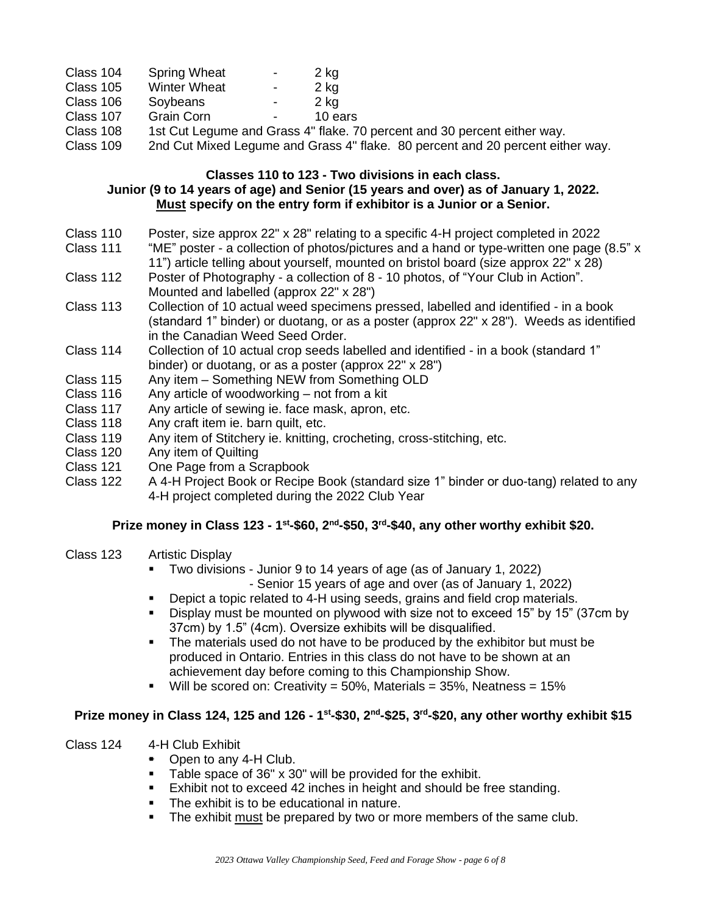| | | | |
|---|---|---|---|
| Class 104 | Spring Wheat | - | 2 kg |
| Class 105 | Winter Wheat | - | 2 kg |
| Class 106 | Soybeans | - | 2 kg |
| Class 107 | Grain Corn | - | 10 ears |

Class 108 1st Cut Legume and Grass 4" flake. 70 percent and 30 percent either way.

Class 109 2nd Cut Mixed Legume and Grass 4" flake. 80 percent and 20 percent either way.

**Classes 110 to 123 - Two divisions in each class.**
**Junior (9 to 14 years of age) and Senior (15 years and over) as of January 1, 2022.**
**Must specify on the entry form if exhibitor is a Junior or a Senior.**

Class 110 Poster, size approx 22" x 28" relating to a specific 4-H project completed in 2022

Class 111 "ME" poster - a collection of photos/pictures and a hand or type-written one page (8.5" x 11") article telling about yourself, mounted on bristol board (size approx 22" x 28)

Class 112 Poster of Photography - a collection of 8 - 10 photos, of "Your Club in Action". Mounted and labelled (approx 22" x 28")

Class 113 Collection of 10 actual weed specimens pressed, labelled and identified - in a book (standard 1" binder) or duotang, or as a poster (approx 22" x 28"). Weeds as identified in the Canadian Weed Seed Order.

Class 114 Collection of 10 actual crop seeds labelled and identified - in a book (standard 1" binder) or duotang, or as a poster (approx 22" x 28")

Class 115 Any item – Something NEW from Something OLD

Class 116 Any article of woodworking – not from a kit

Class 117 Any article of sewing ie. face mask, apron, etc.

Class 118 Any craft item ie. barn quilt, etc.

Class 119 Any item of Stitchery ie. knitting, crocheting, cross-stitching, etc.

Class 120 Any item of Quilting

Class 121 One Page from a Scrapbook

Class 122 A 4-H Project Book or Recipe Book (standard size 1" binder or duo-tang) related to any 4-H project completed during the 2022 Club Year

**Prize money in Class 123 - 1st-$60, 2nd-$50, 3rd-$40, any other worthy exhibit $20.**

Class 123 Artistic Display

- Two divisions - Junior 9 to 14 years of age (as of January 1, 2022)
  - Senior 15 years of age and over (as of January 1, 2022)
- Depict a topic related to 4-H using seeds, grains and field crop materials.
- Display must be mounted on plywood with size not to exceed 15" by 15" (37cm by 37cm) by 1.5" (4cm). Oversize exhibits will be disqualified.
- The materials used do not have to be produced by the exhibitor but must be produced in Ontario. Entries in this class do not have to be shown at an achievement day before coming to this Championship Show.
- Will be scored on: Creativity = 50%, Materials = 35%, Neatness = 15%

**Prize money in Class 124, 125 and 126 - 1st-$30, 2nd-$25, 3rd-$20, any other worthy exhibit $15**

Class 124 4-H Club Exhibit

- Open to any 4-H Club.
- Table space of 36" x 30" will be provided for the exhibit.
- Exhibit not to exceed 42 inches in height and should be free standing.
- The exhibit is to be educational in nature.
- The exhibit must be prepared by two or more members of the same club.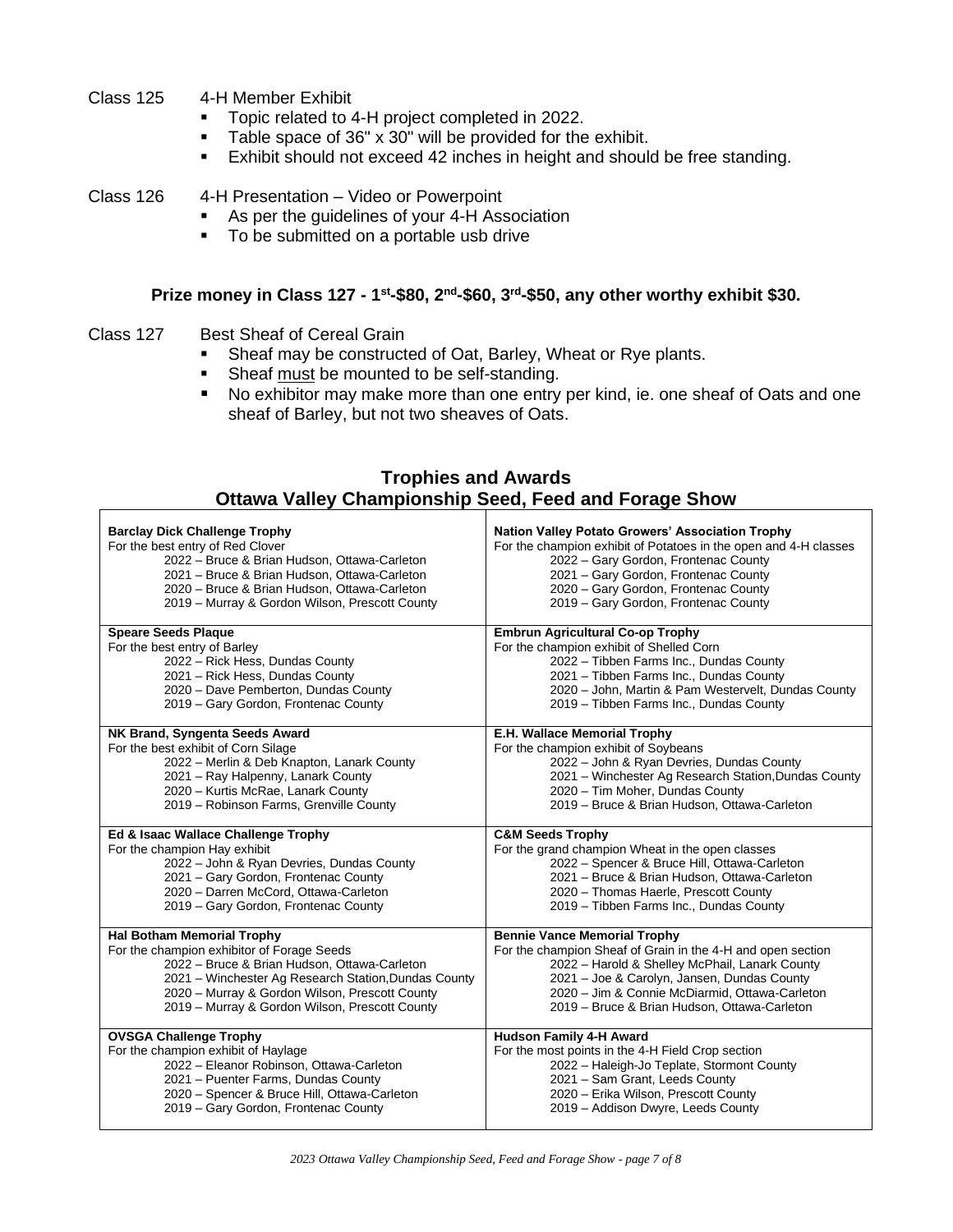Class 125 4-H Member Exhibit

- Topic related to 4-H project completed in 2022.
- Table space of 36" x 30" will be provided for the exhibit.
- Exhibit should not exceed 42 inches in height and should be free standing.

Class 126 4-H Presentation – Video or Powerpoint

- As per the guidelines of your 4-H Association
- To be submitted on a portable usb drive

**Prize money in Class 127 - 1st-$80, 2nd-$60, 3rd-$50, any other worthy exhibit $30.**

Class 127 Best Sheaf of Cereal Grain

- Sheaf may be constructed of Oat, Barley, Wheat or Rye plants.
- Sheaf <u>must</u> be mounted to be self-standing.
- No exhibitor may make more than one entry per kind, ie. one sheaf of Oats and one sheaf of Barley, but not two sheaves of Oats.

## Trophies and Awards
## Ottawa Valley Championship Seed, Feed and Forage Show

| | |
|---|---|
| **Barclay Dick Challenge Trophy**<br>For the best entry of Red Clover<br>2022 – Bruce & Brian Hudson, Ottawa-Carleton<br>2021 – Bruce & Brian Hudson, Ottawa-Carleton<br>2020 – Bruce & Brian Hudson, Ottawa-Carleton<br>2019 – Murray & Gordon Wilson, Prescott County | **Nation Valley Potato Growers' Association Trophy**<br>For the champion exhibit of Potatoes in the open and 4-H classes<br>2022 – Gary Gordon, Frontenac County<br>2021 – Gary Gordon, Frontenac County<br>2020 – Gary Gordon, Frontenac County<br>2019 – Gary Gordon, Frontenac County |
| **Speare Seeds Plaque**<br>For the best entry of Barley<br>2022 – Rick Hess, Dundas County<br>2021 – Rick Hess, Dundas County<br>2020 – Dave Pemberton, Dundas County<br>2019 – Gary Gordon, Frontenac County | **Embrun Agricultural Co-op Trophy**<br>For the champion exhibit of Shelled Corn<br>2022 – Tibben Farms Inc., Dundas County<br>2021 – Tibben Farms Inc., Dundas County<br>2020 – John, Martin & Pam Westervelt, Dundas County<br>2019 – Tibben Farms Inc., Dundas County |
| **NK Brand, Syngenta Seeds Award**<br>For the best exhibit of Corn Silage<br>2022 – Merlin & Deb Knapton, Lanark County<br>2021 – Ray Halpenny, Lanark County<br>2020 – Kurtis McRae, Lanark County<br>2019 – Robinson Farms, Grenville County | **E.H. Wallace Memorial Trophy**<br>For the champion exhibit of Soybeans<br>2022 – John & Ryan Devries, Dundas County<br>2021 – Winchester Ag Research Station,Dundas County<br>2020 – Tim Moher, Dundas County<br>2019 – Bruce & Brian Hudson, Ottawa-Carleton |
| **Ed & Isaac Wallace Challenge Trophy**<br>For the champion Hay exhibit<br>2022 – John & Ryan Devries, Dundas County<br>2021 – Gary Gordon, Frontenac County<br>2020 – Darren McCord, Ottawa-Carleton<br>2019 – Gary Gordon, Frontenac County | **C&M Seeds Trophy**<br>For the grand champion Wheat in the open classes<br>2022 – Spencer & Bruce Hill, Ottawa-Carleton<br>2021 – Bruce & Brian Hudson, Ottawa-Carleton<br>2020 – Thomas Haerle, Prescott County<br>2019 – Tibben Farms Inc., Dundas County |
| **Hal Botham Memorial Trophy**<br>For the champion exhibitor of Forage Seeds<br>2022 – Bruce & Brian Hudson, Ottawa-Carleton<br>2021 – Winchester Ag Research Station,Dundas County<br>2020 – Murray & Gordon Wilson, Prescott County<br>2019 – Murray & Gordon Wilson, Prescott County | **Bennie Vance Memorial Trophy**<br>For the champion Sheaf of Grain in the 4-H and open section<br>2022 – Harold & Shelley McPhail, Lanark County<br>2021 – Joe & Carolyn, Jansen, Dundas County<br>2020 – Jim & Connie McDiarmid, Ottawa-Carleton<br>2019 – Bruce & Brian Hudson, Ottawa-Carleton |
| **OVSGA Challenge Trophy**<br>For the champion exhibit of Haylage<br>2022 – Eleanor Robinson, Ottawa-Carleton<br>2021 – Puenter Farms, Dundas County<br>2020 – Spencer & Bruce Hill, Ottawa-Carleton<br>2019 – Gary Gordon, Frontenac County | **Hudson Family 4-H Award**<br>For the most points in the 4-H Field Crop section<br>2022 – Haleigh-Jo Teplate, Stormont County<br>2021 – Sam Grant, Leeds County<br>2020 – Erika Wilson, Prescott County<br>2019 – Addison Dwyre, Leeds County |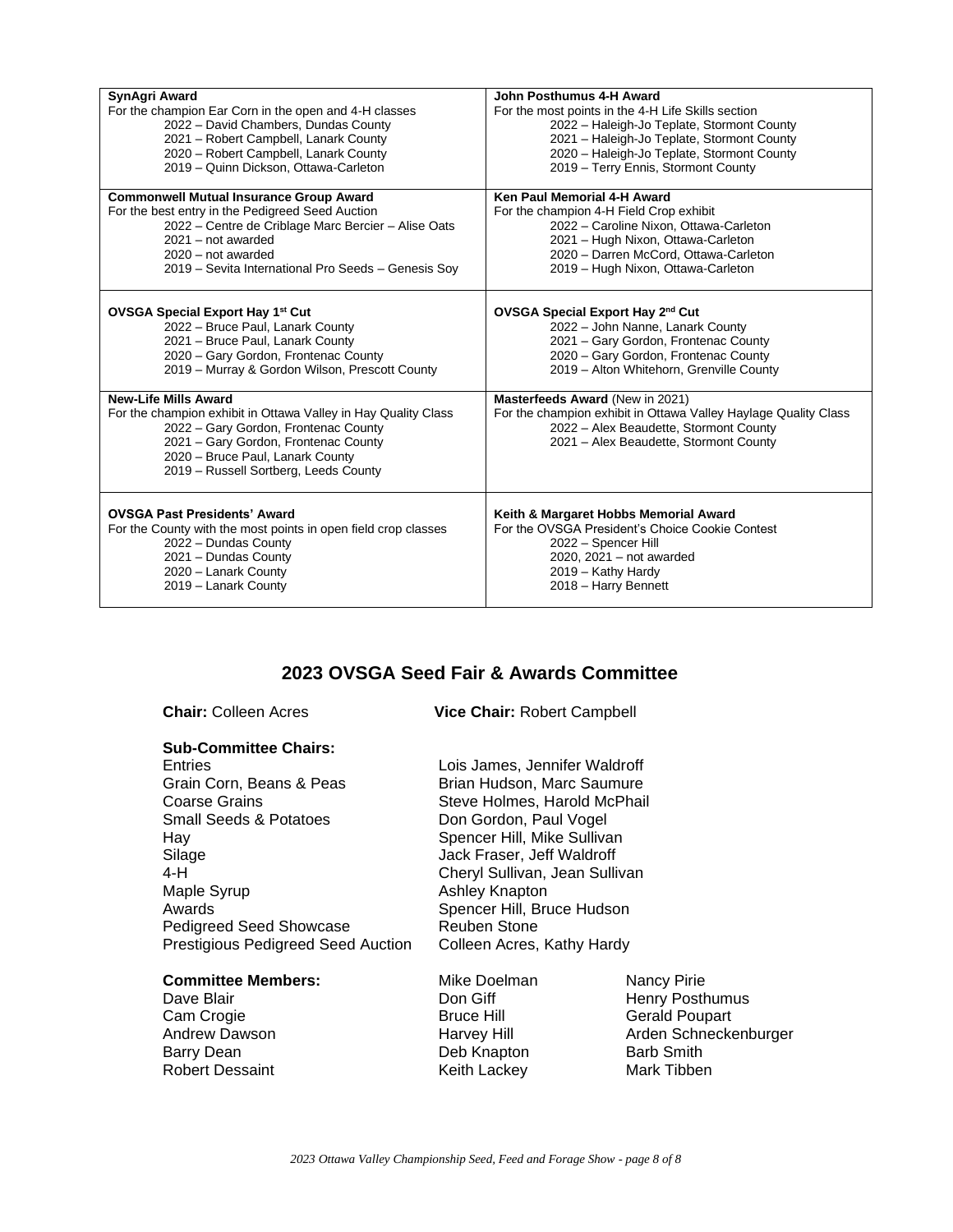| | |
|---|---|
| **SynAgri Award**<br>For the champion Ear Corn in the open and 4-H classes<br>2022 – David Chambers, Dundas County<br>2021 – Robert Campbell, Lanark County<br>2020 – Robert Campbell, Lanark County<br>2019 – Quinn Dickson, Ottawa-Carleton | **John Posthumus 4-H Award**<br>For the most points in the 4-H Life Skills section<br>2022 – Haleigh-Jo Teplate, Stormont County<br>2021 – Haleigh-Jo Teplate, Stormont County<br>2020 – Haleigh-Jo Teplate, Stormont County<br>2019 – Terry Ennis, Stormont County |
| **Commonwell Mutual Insurance Group Award**<br>For the best entry in the Pedigreed Seed Auction<br>2022 – Centre de Criblage Marc Bercier – Alise Oats<br>2021 – not awarded<br>2020 – not awarded<br>2019 – Sevita International Pro Seeds – Genesis Soy | **Ken Paul Memorial 4-H Award**<br>For the champion 4-H Field Crop exhibit<br>2022 – Caroline Nixon, Ottawa-Carleton<br>2021 – Hugh Nixon, Ottawa-Carleton<br>2020 – Darren McCord, Ottawa-Carleton<br>2019 – Hugh Nixon, Ottawa-Carleton |
| **OVSGA Special Export Hay 1st Cut**<br>2022 – Bruce Paul, Lanark County<br>2021 – Bruce Paul, Lanark County<br>2020 – Gary Gordon, Frontenac County<br>2019 – Murray & Gordon Wilson, Prescott County | **OVSGA Special Export Hay 2nd Cut**<br>2022 – John Nanne, Lanark County<br>2021 – Gary Gordon, Frontenac County<br>2020 – Gary Gordon, Frontenac County<br>2019 – Alton Whitehorn, Grenville County |
| **New-Life Mills Award**<br>For the champion exhibit in Ottawa Valley in Hay Quality Class<br>2022 – Gary Gordon, Frontenac County<br>2021 – Gary Gordon, Frontenac County<br>2020 – Bruce Paul, Lanark County<br>2019 – Russell Sortberg, Leeds County | **Masterfeeds Award** (New in 2021)<br>For the champion exhibit in Ottawa Valley Haylage Quality Class<br>2022 – Alex Beaudette, Stormont County<br>2021 – Alex Beaudette, Stormont County |
| **OVSGA Past Presidents' Award**<br>For the County with the most points in open field crop classes<br>2022 – Dundas County<br>2021 – Dundas County<br>2020 – Lanark County<br>2019 – Lanark County | **Keith & Margaret Hobbs Memorial Award**<br>For the OVSGA President's Choice Cookie Contest<br>2022 – Spencer Hill<br>2020, 2021 – not awarded<br>2019 – Kathy Hardy<br>2018 – Harry Bennett |

## 2023 OVSGA Seed Fair & Awards Committee

**Chair:** Colleen Acres

**Vice Chair:** Robert Campbell

**Sub-Committee Chairs:**

| | |
|---|---|
| Entries | Lois James, Jennifer Waldroff |
| Grain Corn, Beans & Peas | Brian Hudson, Marc Saumure |
| Coarse Grains | Steve Holmes, Harold McPhail |
| Small Seeds & Potatoes | Don Gordon, Paul Vogel |
| Hay | Spencer Hill, Mike Sullivan |
| Silage | Jack Fraser, Jeff Waldroff |
| 4-H | Cheryl Sullivan, Jean Sullivan |
| Maple Syrup | Ashley Knapton |
| Awards | Spencer Hill, Bruce Hudson |
| Pedigreed Seed Showcase | Reuben Stone |
| Prestigious Pedigreed Seed Auction | Colleen Acres, Kathy Hardy |

**Committee Members:**

| | | |
|---|---|---|
| Dave Blair | Mike Doelman | Nancy Pirie |
| Cam Crogie | Don Giff | Henry Posthumus |
| Andrew Dawson | Bruce Hill | Gerald Poupart |
| Barry Dean | Harvey Hill | Arden Schneckenburger |
| Robert Dessaint | Deb Knapton | Barb Smith |
| | Keith Lackey | Mark Tibben |